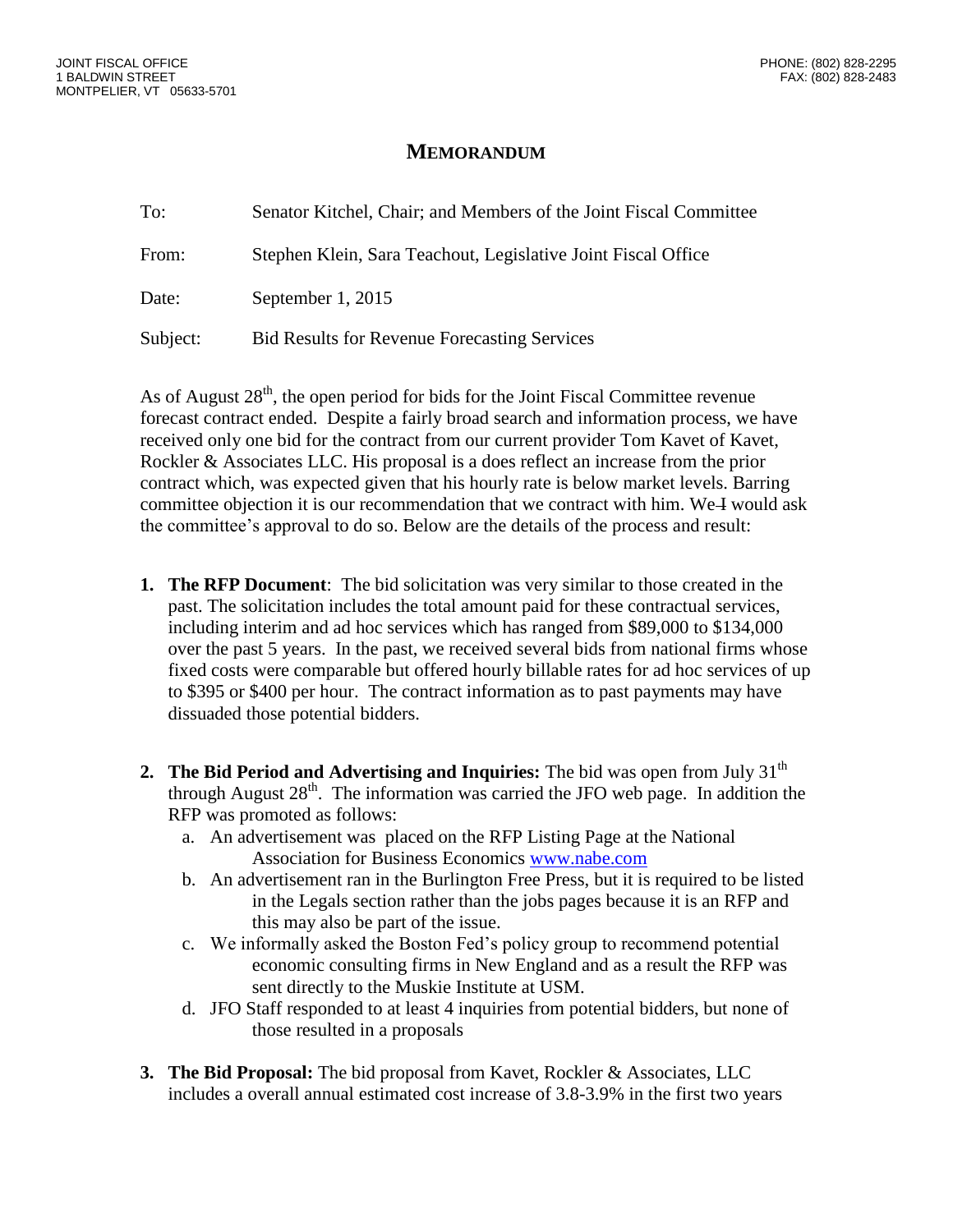JOINT FISCAL OFFICE
1 BALDWIN STREET
MONTPELIER, VT 05633-5701

PHONE: (802) 828-2295
FAX: (802) 828-2483

# MEMORANDUM

To: Senator Kitchel, Chair; and Members of the Joint Fiscal Committee

From: Stephen Klein, Sara Teachout, Legislative Joint Fiscal Office

Date: September 1, 2015

Subject: Bid Results for Revenue Forecasting Services

As of August 28th, the open period for bids for the Joint Fiscal Committee revenue forecast contract ended. Despite a fairly broad search and information process, we have received only one bid for the contract from our current provider Tom Kavet of Kavet, Rockler & Associates LLC. His proposal is a does reflect an increase from the prior contract which, was expected given that his hourly rate is below market levels. Barring committee objection it is our recommendation that we contract with him. We ~~I~~ would ask the committee's approval to do so. Below are the details of the process and result:

1. **The RFP Document**: The bid solicitation was very similar to those created in the past. The solicitation includes the total amount paid for these contractual services, including interim and ad hoc services which has ranged from $89,000 to $134,000 over the past 5 years. In the past, we received several bids from national firms whose fixed costs were comparable but offered hourly billable rates for ad hoc services of up to $395 or $400 per hour. The contract information as to past payments may have dissuaded those potential bidders.

2. **The Bid Period and Advertising and Inquiries:** The bid was open from July 31st through August 28th. The information was carried the JFO web page. In addition the RFP was promoted as follows:
   a. An advertisement was placed on the RFP Listing Page at the National Association for Business Economics www.nabe.com
   b. An advertisement ran in the Burlington Free Press, but it is required to be listed in the Legals section rather than the jobs pages because it is an RFP and this may also be part of the issue.
   c. We informally asked the Boston Fed's policy group to recommend potential economic consulting firms in New England and as a result the RFP was sent directly to the Muskie Institute at USM.
   d. JFO Staff responded to at least 4 inquiries from potential bidders, but none of those resulted in a proposals

3. **The Bid Proposal:** The bid proposal from Kavet, Rockler & Associates, LLC includes a overall annual estimated cost increase of 3.8-3.9% in the first two years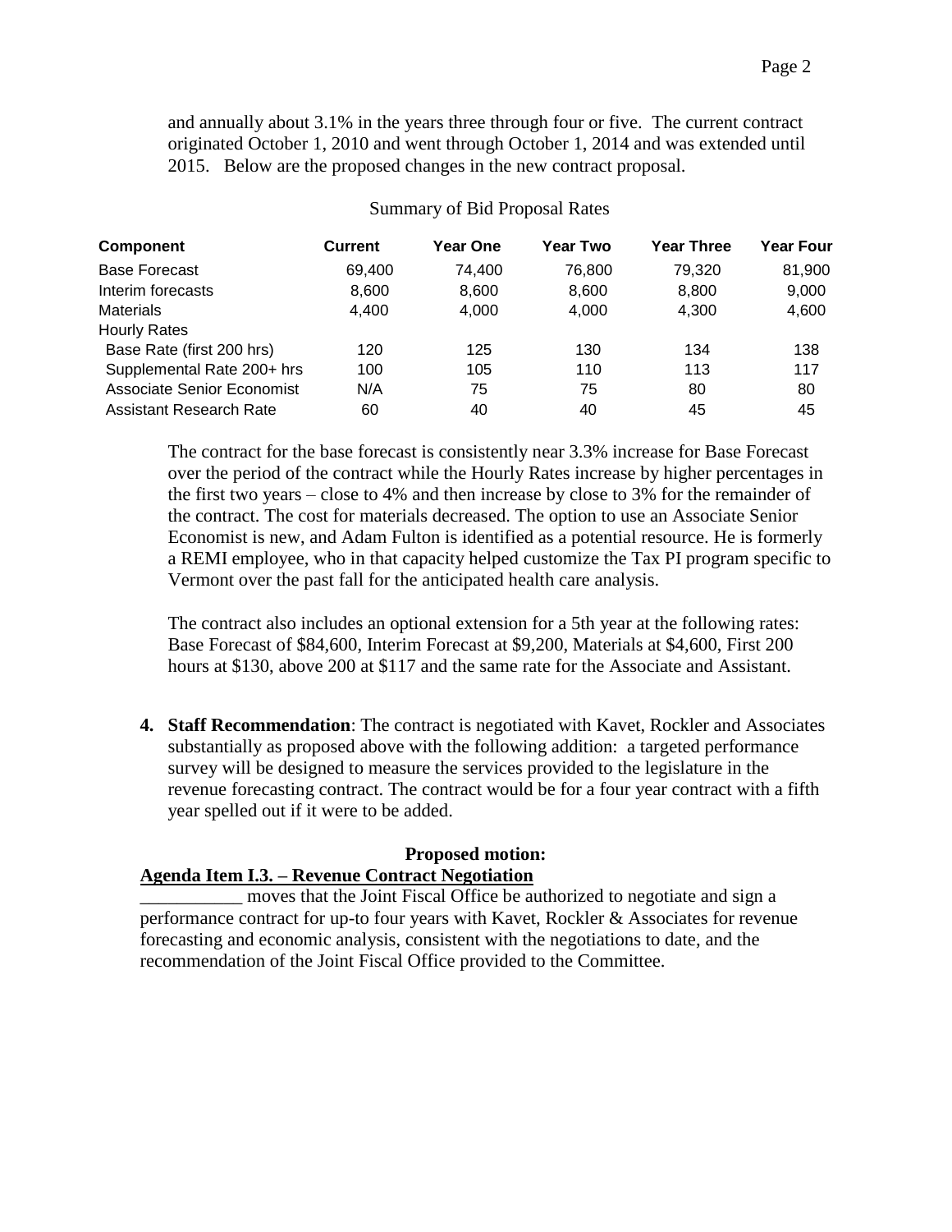and annually about 3.1% in the years three through four or five. The current contract originated October 1, 2010 and went through October 1, 2014 and was extended until 2015. Below are the proposed changes in the new contract proposal.

Summary of Bid Proposal Rates

| Component | Current | Year One | Year Two | Year Three | Year Four |
|---|---|---|---|---|---|
| Base Forecast | 69,400 | 74,400 | 76,800 | 79,320 | 81,900 |
| Interim forecasts | 8,600 | 8,600 | 8,600 | 8,800 | 9,000 |
| Materials | 4,400 | 4,000 | 4,000 | 4,300 | 4,600 |
| Hourly Rates | | | | | |
| Base Rate (first 200 hrs) | 120 | 125 | 130 | 134 | 138 |
| Supplemental Rate 200+ hrs | 100 | 105 | 110 | 113 | 117 |
| Associate Senior Economist | N/A | 75 | 75 | 80 | 80 |
| Assistant Research Rate | 60 | 40 | 40 | 45 | 45 |

The contract for the base forecast is consistently near 3.3% increase for Base Forecast over the period of the contract while the Hourly Rates increase by higher percentages in the first two years – close to 4% and then increase by close to 3% for the remainder of the contract. The cost for materials decreased. The option to use an Associate Senior Economist is new, and Adam Fulton is identified as a potential resource. He is formerly a REMI employee, who in that capacity helped customize the Tax PI program specific to Vermont over the past fall for the anticipated health care analysis.

The contract also includes an optional extension for a 5th year at the following rates: Base Forecast of $84,600, Interim Forecast at $9,200, Materials at $4,600, First 200 hours at $130, above 200 at $117 and the same rate for the Associate and Assistant.

4. **Staff Recommendation**: The contract is negotiated with Kavet, Rockler and Associates substantially as proposed above with the following addition: a targeted performance survey will be designed to measure the services provided to the legislature in the revenue forecasting contract. The contract would be for a four year contract with a fifth year spelled out if it were to be added.

**Proposed motion:**

**Agenda Item I.3. – Revenue Contract Negotiation**

___________ moves that the Joint Fiscal Office be authorized to negotiate and sign a performance contract for up-to four years with Kavet, Rockler & Associates for revenue forecasting and economic analysis, consistent with the negotiations to date, and the recommendation of the Joint Fiscal Office provided to the Committee.